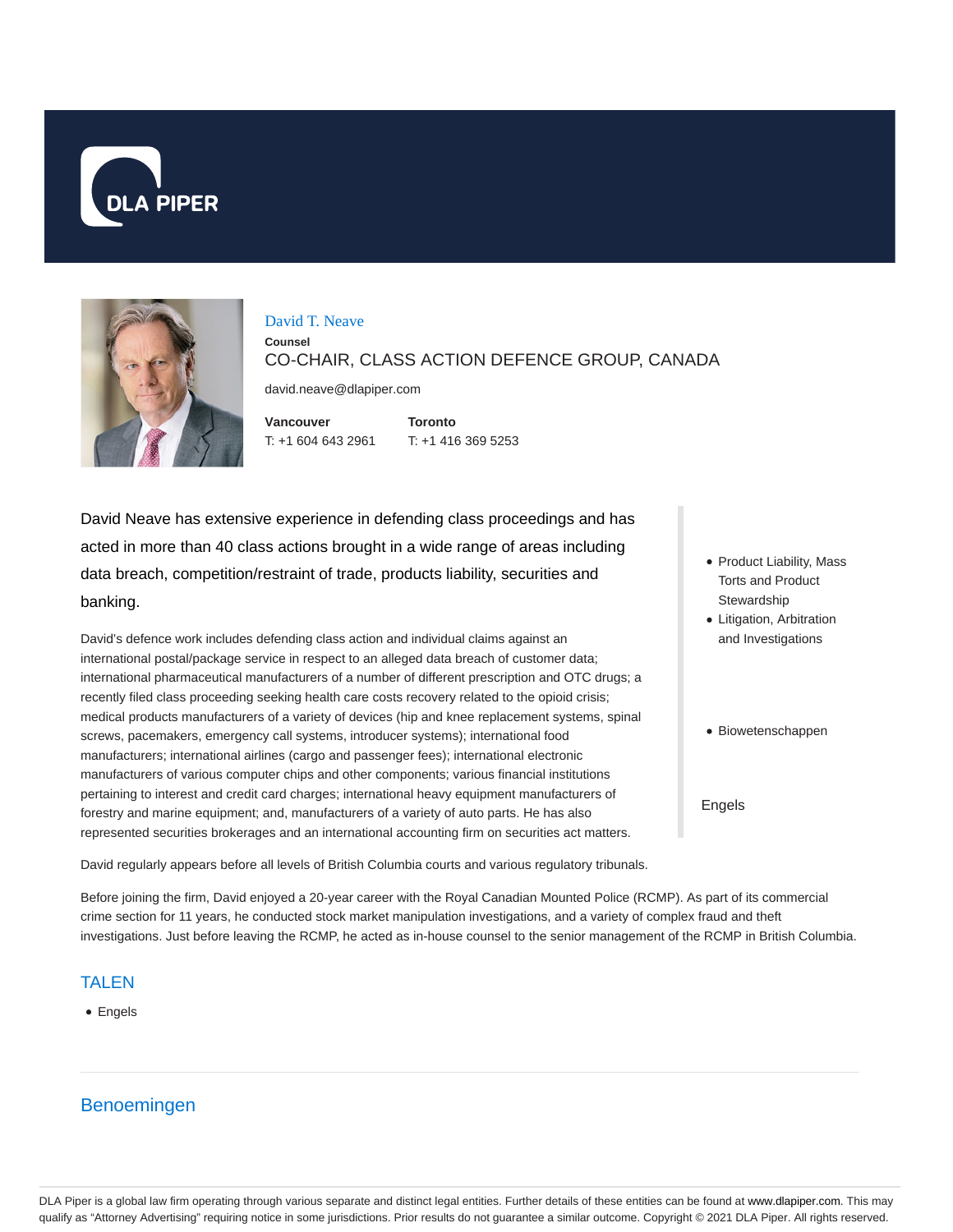# David T. Neave

**Counsel**

CO-CHAIR, CLASS ACTION DEFENCE GROUP, CANADA

david.neave@dlapiper.com

**Vancouver**
T: +1 604 643 2961

**Toronto**
T: +1 416 369 5253

David Neave has extensive experience in defending class proceedings and has acted in more than 40 class actions brought in a wide range of areas including data breach, competition/restraint of trade, products liability, securities and banking.

David's defence work includes defending class action and individual claims against an international postal/package service in respect to an alleged data breach of customer data; international pharmaceutical manufacturers of a number of different prescription and OTC drugs; a recently filed class proceeding seeking health care costs recovery related to the opioid crisis; medical products manufacturers of a variety of devices (hip and knee replacement systems, spinal screws, pacemakers, emergency call systems, introducer systems); international food manufacturers; international airlines (cargo and passenger fees); international electronic manufacturers of various computer chips and other components; various financial institutions pertaining to interest and credit card charges; international heavy equipment manufacturers of forestry and marine equipment; and, manufacturers of a variety of auto parts. He has also represented securities brokerages and an international accounting firm on securities act matters.

- Product Liability, Mass Torts and Product Stewardship
- Litigation, Arbitration and Investigations

- Biowetenschappen

Engels

David regularly appears before all levels of British Columbia courts and various regulatory tribunals.

Before joining the firm, David enjoyed a 20-year career with the Royal Canadian Mounted Police (RCMP). As part of its commercial crime section for 11 years, he conducted stock market manipulation investigations, and a variety of complex fraud and theft investigations. Just before leaving the RCMP, he acted as in-house counsel to the senior management of the RCMP in British Columbia.

## TALEN

- Engels

## Benoemingen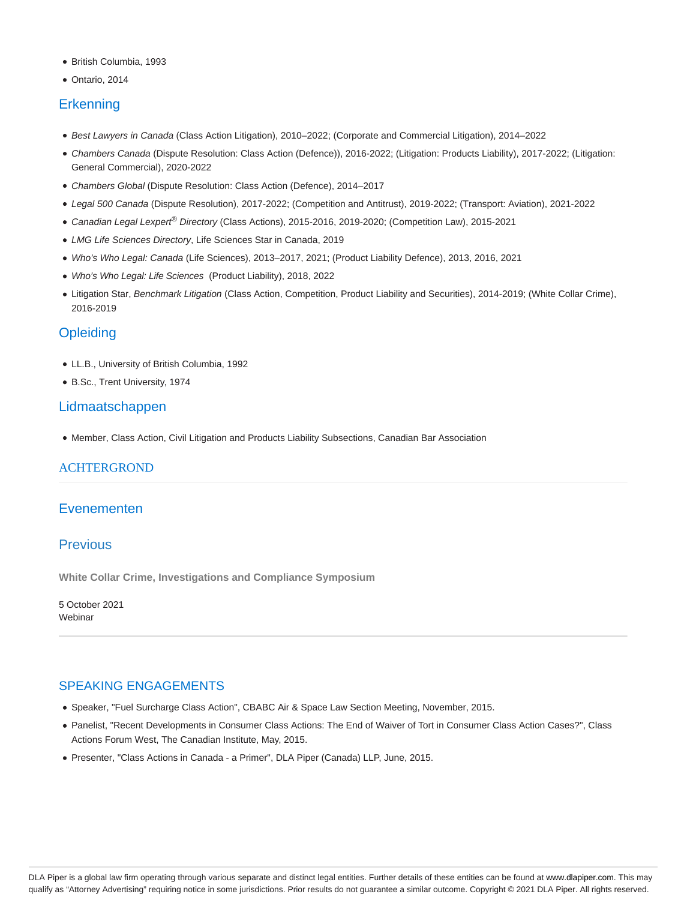- British Columbia, 1993
- Ontario, 2014

## Erkenning

- *Best Lawyers in Canada* (Class Action Litigation), 2010–2022; (Corporate and Commercial Litigation), 2014–2022
- *Chambers Canada* (Dispute Resolution: Class Action (Defence)), 2016-2022; (Litigation: Products Liability), 2017-2022; (Litigation: General Commercial), 2020-2022
- *Chambers Global* (Dispute Resolution: Class Action (Defence), 2014–2017
- *Legal 500 Canada* (Dispute Resolution), 2017-2022; (Competition and Antitrust), 2019-2022; (Transport: Aviation), 2021-2022
- *Canadian Legal Lexpert® Directory* (Class Actions), 2015-2016, 2019-2020; (Competition Law), 2015-2021
- *LMG Life Sciences Directory*, Life Sciences Star in Canada, 2019
- *Who's Who Legal: Canada* (Life Sciences), 2013–2017, 2021; (Product Liability Defence), 2013, 2016, 2021
- *Who's Who Legal: Life Sciences* (Product Liability), 2018, 2022
- Litigation Star, *Benchmark Litigation* (Class Action, Competition, Product Liability and Securities), 2014-2019; (White Collar Crime), 2016-2019

## Opleiding

- LL.B., University of British Columbia, 1992
- B.Sc., Trent University, 1974

## Lidmaatschappen

- Member, Class Action, Civil Litigation and Products Liability Subsections, Canadian Bar Association

## ACHTERGROND

## Evenementen

## Previous

**White Collar Crime, Investigations and Compliance Symposium**

5 October 2021
Webinar

## SPEAKING ENGAGEMENTS

- Speaker, "Fuel Surcharge Class Action", CBABC Air & Space Law Section Meeting, November, 2015.
- Panelist, "Recent Developments in Consumer Class Actions: The End of Waiver of Tort in Consumer Class Action Cases?", Class Actions Forum West, The Canadian Institute, May, 2015.
- Presenter, "Class Actions in Canada - a Primer", DLA Piper (Canada) LLP, June, 2015.

DLA Piper is a global law firm operating through various separate and distinct legal entities. Further details of these entities can be found at www.dlapiper.com. This may qualify as "Attorney Advertising" requiring notice in some jurisdictions. Prior results do not guarantee a similar outcome. Copyright © 2021 DLA Piper. All rights reserved.